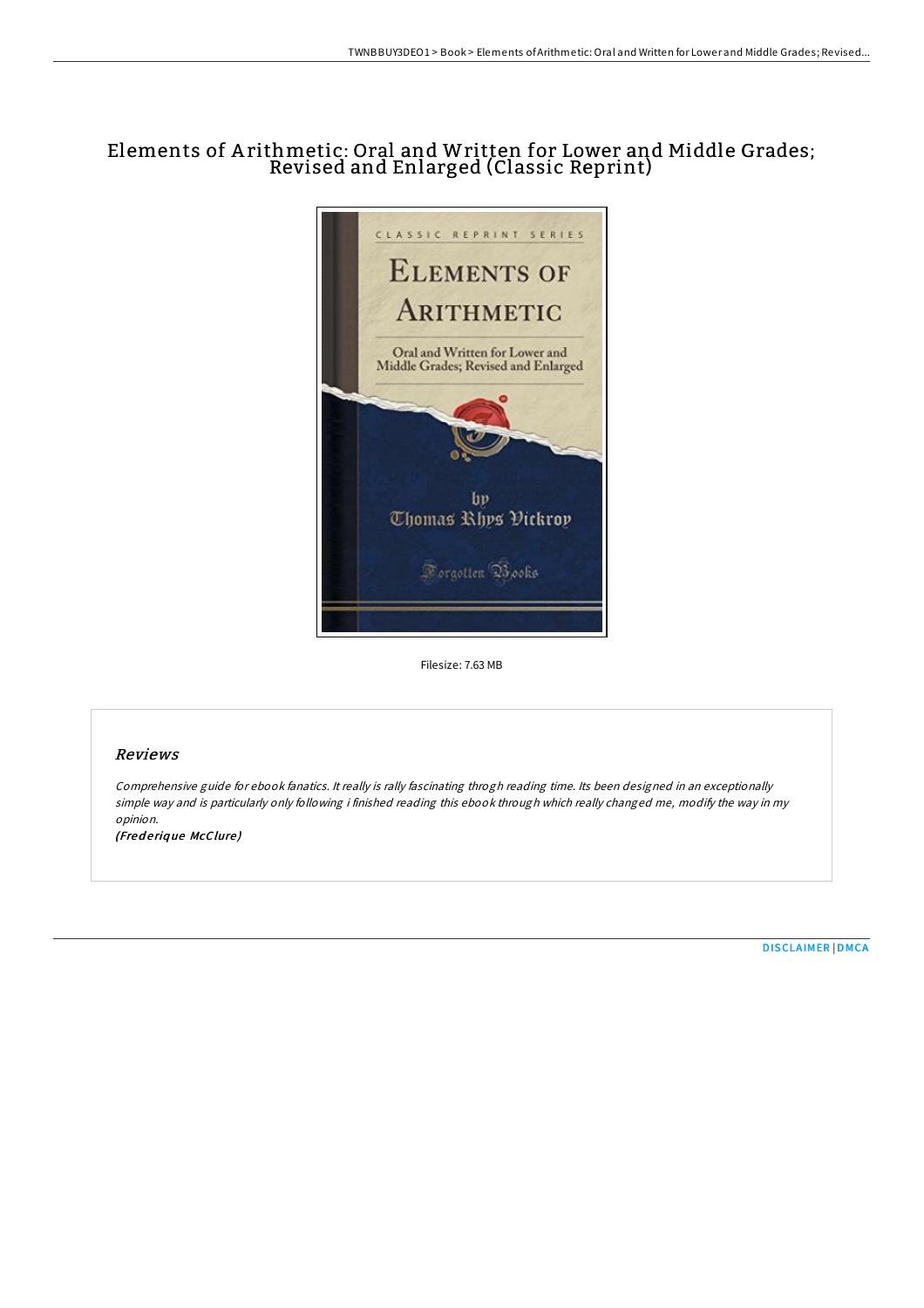# Elements of Arithmetic: Oral and Written for Lower and Middle Grades; Revised and Enlarged (Classic Reprint)

Filesize: 7.63 MB

## Reviews

*Comprehensive guide for ebook fanatics. It really is rally fascinating throgh reading time. Its been designed in an exceptionally simple way and is particularly only following i finished reading this ebook through which really changed me, modify the way in my opinion.*

***(Frederique McClure)***

DISCLAIMER | DMCA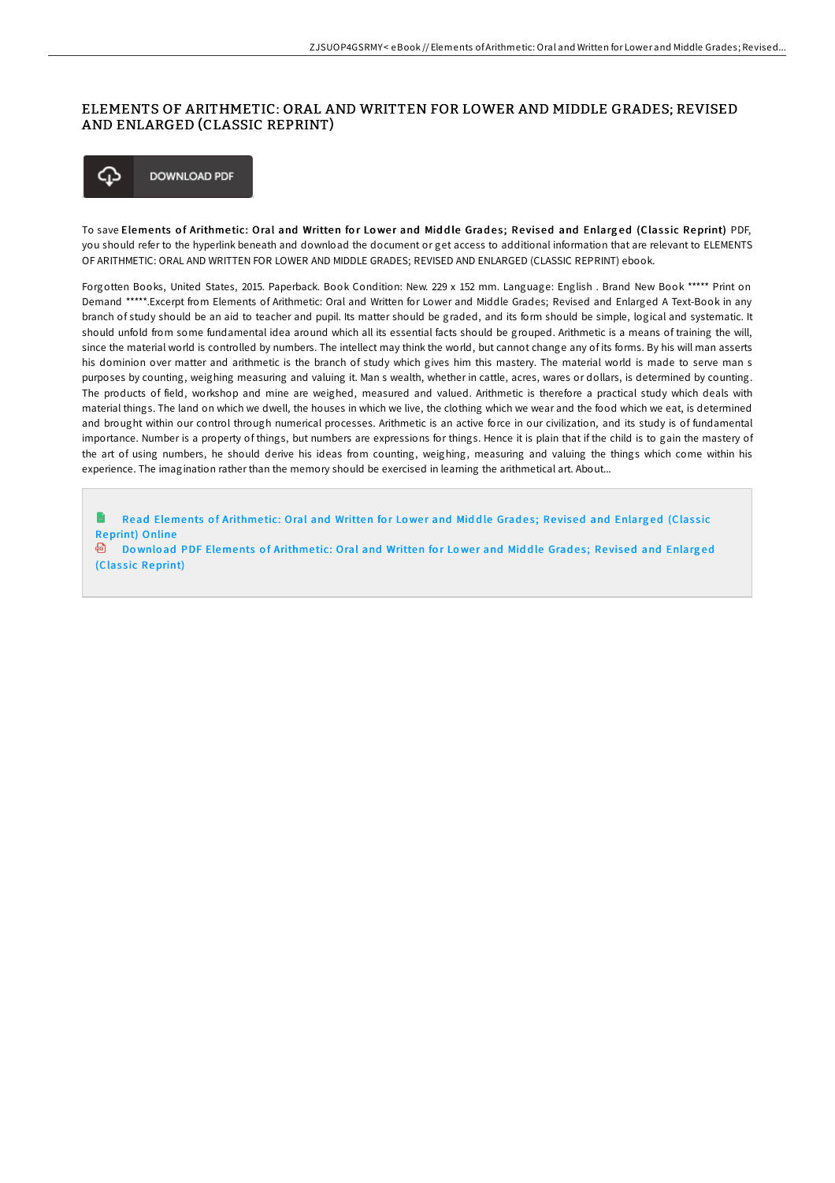# ELEMENTS OF ARITHMETIC: ORAL AND WRITTEN FOR LOWER AND MIDDLE GRADES; REVISED AND ENLARGED (CLASSIC REPRINT)

DOWNLOAD PDF

To save **Elements of Arithmetic: Oral and Written for Lower and Middle Grades; Revised and Enlarged (Classic Reprint)** PDF, you should refer to the hyperlink beneath and download the document or get access to additional information that are relevant to ELEMENTS OF ARITHMETIC: ORAL AND WRITTEN FOR LOWER AND MIDDLE GRADES; REVISED AND ENLARGED (CLASSIC REPRINT) ebook.

Forgotten Books, United States, 2015. Paperback. Book Condition: New. 229 x 152 mm. Language: English . Brand New Book ***** Print on Demand *****.Excerpt from Elements of Arithmetic: Oral and Written for Lower and Middle Grades; Revised and Enlarged A Text-Book in any branch of study should be an aid to teacher and pupil. Its matter should be graded, and its form should be simple, logical and systematic. It should unfold from some fundamental idea around which all its essential facts should be grouped. Arithmetic is a means of training the will, since the material world is controlled by numbers. The intellect may think the world, but cannot change any of its forms. By his will man asserts his dominion over matter and arithmetic is the branch of study which gives him this mastery. The material world is made to serve man s purposes by counting, weighing measuring and valuing it. Man s wealth, whether in cattle, acres, wares or dollars, is determined by counting. The products of field, workshop and mine are weighed, measured and valued. Arithmetic is therefore a practical study which deals with material things. The land on which we dwell, the houses in which we live, the clothing which we wear and the food which we eat, is determined and brought within our control through numerical processes. Arithmetic is an active force in our civilization, and its study is of fundamental importance. Number is a property of things, but numbers are expressions for things. Hence it is plain that if the child is to gain the mastery of the art of using numbers, he should derive his ideas from counting, weighing, measuring and valuing the things which come within his experience. The imagination rather than the memory should be exercised in learning the arithmetical art. About...

- Read Elements of Arithmetic: Oral and Written for Lower and Middle Grades; Revised and Enlarged (Classic Reprint) Online
- Download PDF Elements of Arithmetic: Oral and Written for Lower and Middle Grades; Revised and Enlarged (Classic Reprint)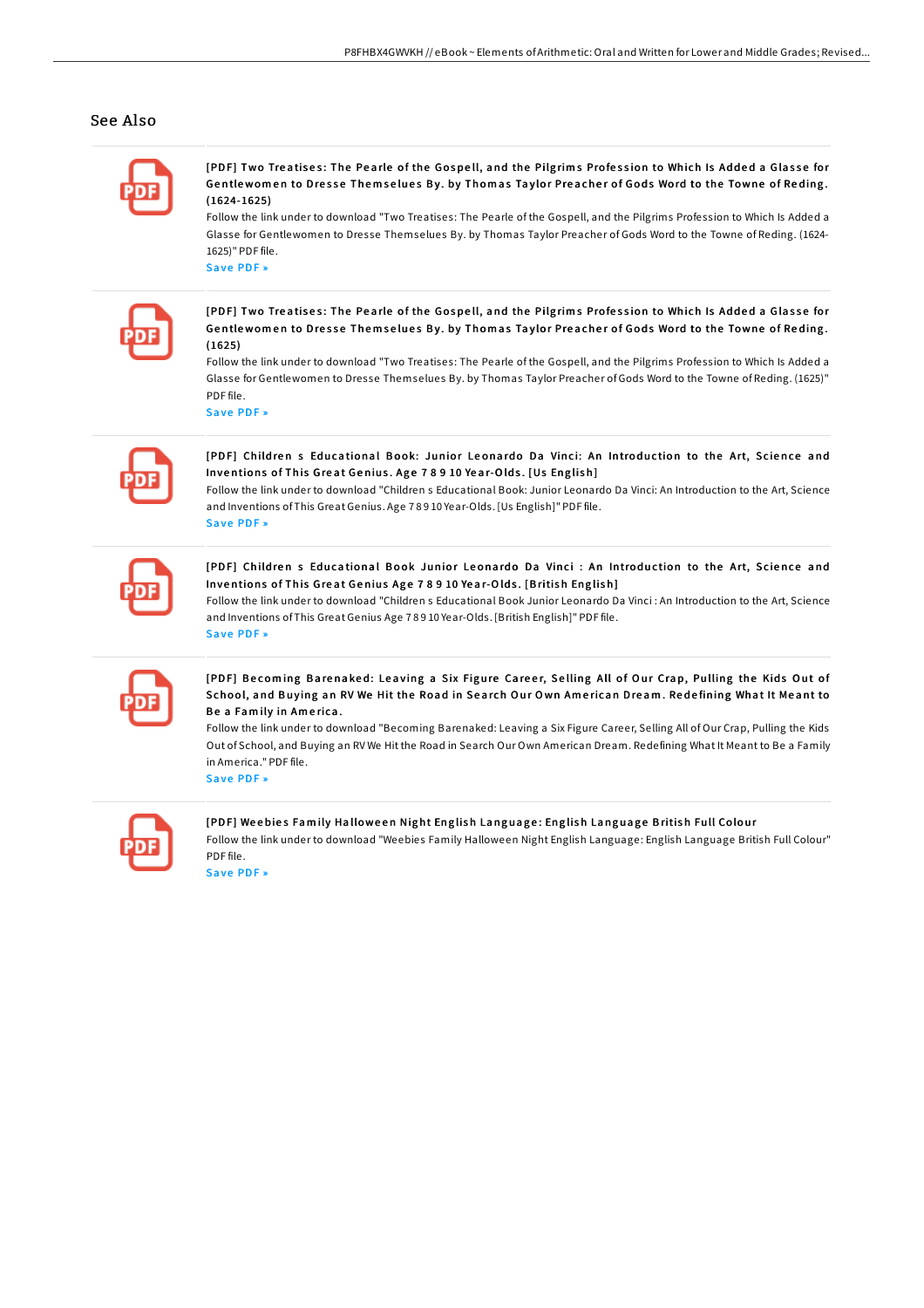## See Also

**[PDF] Two Treatises: The Pearle of the Gospell, and the Pilgrims Profession to Which Is Added a Glasse for Gentlewomen to Dresse Themselues By. by Thomas Taylor Preacher of Gods Word to the Towne of Reding. (1624-1625)**

Follow the link under to download "Two Treatises: The Pearle of the Gospell, and the Pilgrims Profession to Which Is Added a Glasse for Gentlewomen to Dresse Themselues By. by Thomas Taylor Preacher of Gods Word to the Towne of Reding. (1624-1625)" PDF file.

Save PDF »

**[PDF] Two Treatises: The Pearle of the Gospell, and the Pilgrims Profession to Which Is Added a Glasse for Gentlewomen to Dresse Themselues By. by Thomas Taylor Preacher of Gods Word to the Towne of Reding. (1625)**

Follow the link under to download "Two Treatises: The Pearle of the Gospell, and the Pilgrims Profession to Which Is Added a Glasse for Gentlewomen to Dresse Themselues By. by Thomas Taylor Preacher of Gods Word to the Towne of Reding. (1625)" PDF file.

Save PDF »

**[PDF] Children s Educational Book: Junior Leonardo Da Vinci: An Introduction to the Art, Science and Inventions of This Great Genius. Age 7 8 9 10 Year-Olds. [Us English]**

Follow the link under to download "Children s Educational Book: Junior Leonardo Da Vinci: An Introduction to the Art, Science and Inventions of This Great Genius. Age 7 8 9 10 Year-Olds. [Us English]" PDF file.

Save PDF »

**[PDF] Children s Educational Book Junior Leonardo Da Vinci : An Introduction to the Art, Science and Inventions of This Great Genius Age 7 8 9 10 Year-Olds. [British English]**

Follow the link under to download "Children s Educational Book Junior Leonardo Da Vinci : An Introduction to the Art, Science and Inventions of This Great Genius Age 7 8 9 10 Year-Olds. [British English]" PDF file.

Save PDF »

**[PDF] Becoming Barenaked: Leaving a Six Figure Career, Selling All of Our Crap, Pulling the Kids Out of School, and Buying an RV We Hit the Road in Search Our Own American Dream. Redefining What It Meant to Be a Family in America.**

Follow the link under to download "Becoming Barenaked: Leaving a Six Figure Career, Selling All of Our Crap, Pulling the Kids Out of School, and Buying an RV We Hit the Road in Search Our Own American Dream. Redefining What It Meant to Be a Family in America." PDF file.

Save PDF »

**[PDF] Weebies Family Halloween Night English Language: English Language British Full Colour**

Follow the link under to download "Weebies Family Halloween Night English Language: English Language British Full Colour" PDF file.

Save PDF »